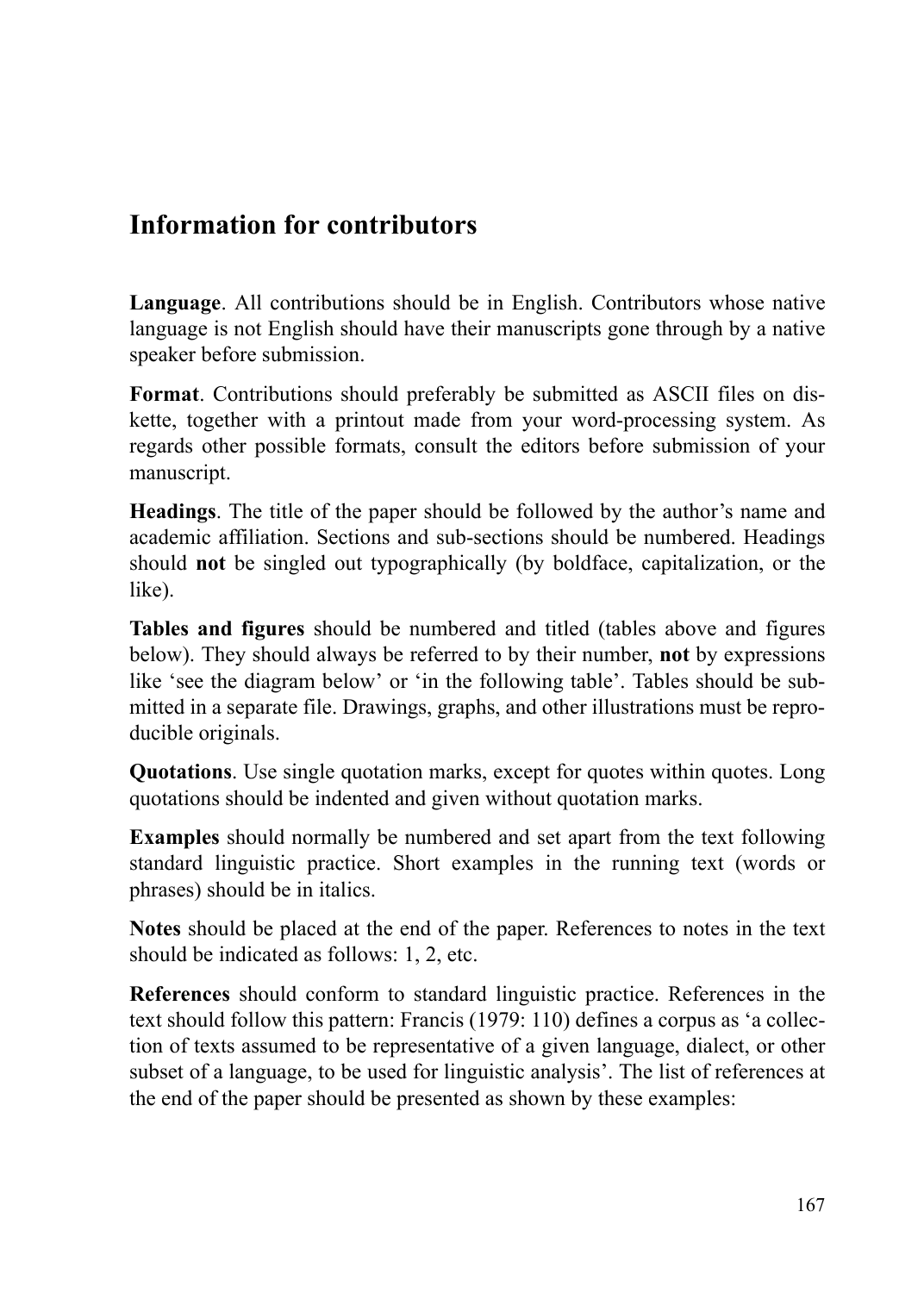# Information for contributors

**Language**. All contributions should be in English. Contributors whose native language is not English should have their manuscripts gone through by a native speaker before submission.

**Format**. Contributions should preferably be submitted as ASCII files on diskette, together with a printout made from your word-processing system. As regards other possible formats, consult the editors before submission of your manuscript.

**Headings**. The title of the paper should be followed by the author's name and academic affiliation. Sections and sub-sections should be numbered. Headings should **not** be singled out typographically (by boldface, capitalization, or the like).

**Tables and figures** should be numbered and titled (tables above and figures below). They should always be referred to by their number, **not** by expressions like 'see the diagram below' or 'in the following table'. Tables should be submitted in a separate file. Drawings, graphs, and other illustrations must be reproducible originals.

**Quotations**. Use single quotation marks, except for quotes within quotes. Long quotations should be indented and given without quotation marks.

**Examples** should normally be numbered and set apart from the text following standard linguistic practice. Short examples in the running text (words or phrases) should be in italics.

**Notes** should be placed at the end of the paper. References to notes in the text should be indicated as follows: 1, 2, etc.

**References** should conform to standard linguistic practice. References in the text should follow this pattern: Francis (1979: 110) defines a corpus as 'a collection of texts assumed to be representative of a given language, dialect, or other subset of a language, to be used for linguistic analysis'. The list of references at the end of the paper should be presented as shown by these examples: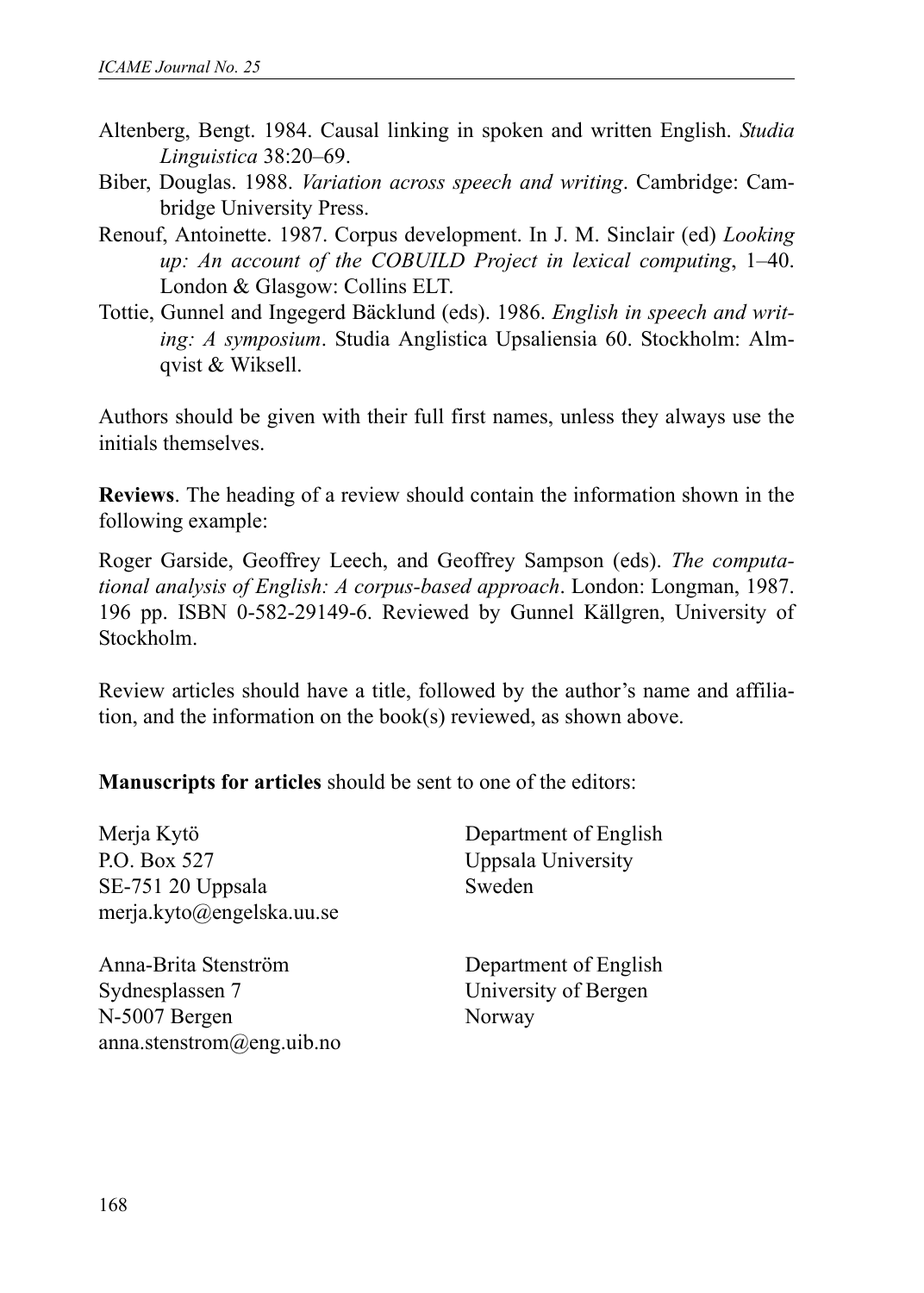Altenberg, Bengt. 1984. Causal linking in spoken and written English. *Studia Linguistica* 38:20–69.

Biber, Douglas. 1988. *Variation across speech and writing*. Cambridge: Cambridge University Press.

Renouf, Antoinette. 1987. Corpus development. In J. M. Sinclair (ed) *Looking up: An account of the COBUILD Project in lexical computing*, 1–40. London & Glasgow: Collins ELT.

Tottie, Gunnel and Ingegerd Bäcklund (eds). 1986. *English in speech and writing: A symposium*. Studia Anglistica Upsaliensia 60. Stockholm: Almqvist & Wiksell.

Authors should be given with their full first names, unless they always use the initials themselves.

**Reviews**. The heading of a review should contain the information shown in the following example:

Roger Garside, Geoffrey Leech, and Geoffrey Sampson (eds). *The computational analysis of English: A corpus-based approach*. London: Longman, 1987. 196 pp. ISBN 0-582-29149-6. Reviewed by Gunnel Källgren, University of Stockholm.

Review articles should have a title, followed by the author's name and affiliation, and the information on the book(s) reviewed, as shown above.

**Manuscripts for articles** should be sent to one of the editors:

Merja Kytö
P.O. Box 527
SE-751 20 Uppsala
merja.kyto@engelska.uu.se
Department of English
Uppsala University
Sweden

Anna-Brita Stenström
Sydnesplassen 7
N-5007 Bergen
anna.stenstrom@eng.uib.no
Department of English
University of Bergen
Norway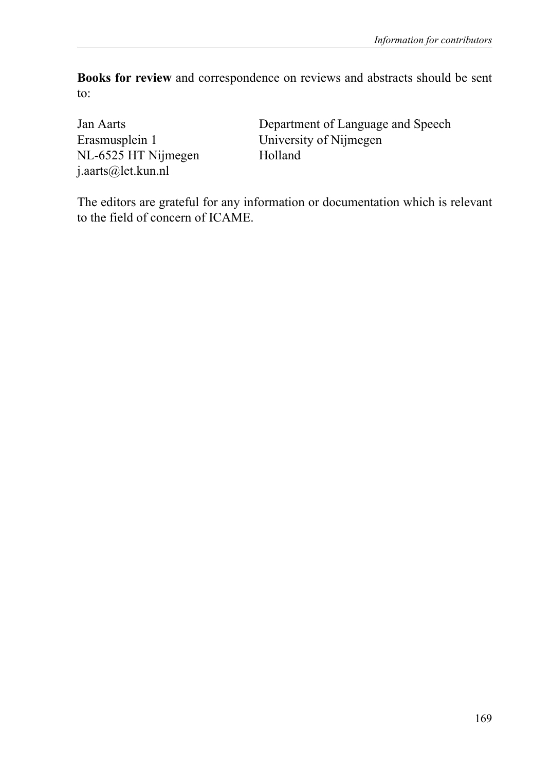**Books for review** and correspondence on reviews and abstracts should be sent to:

Jan Aarts
Erasmusplein 1
NL-6525 HT Nijmegen
j.aarts@let.kun.nl

Department of Language and Speech
University of Nijmegen
Holland

The editors are grateful for any information or documentation which is relevant to the field of concern of ICAME.